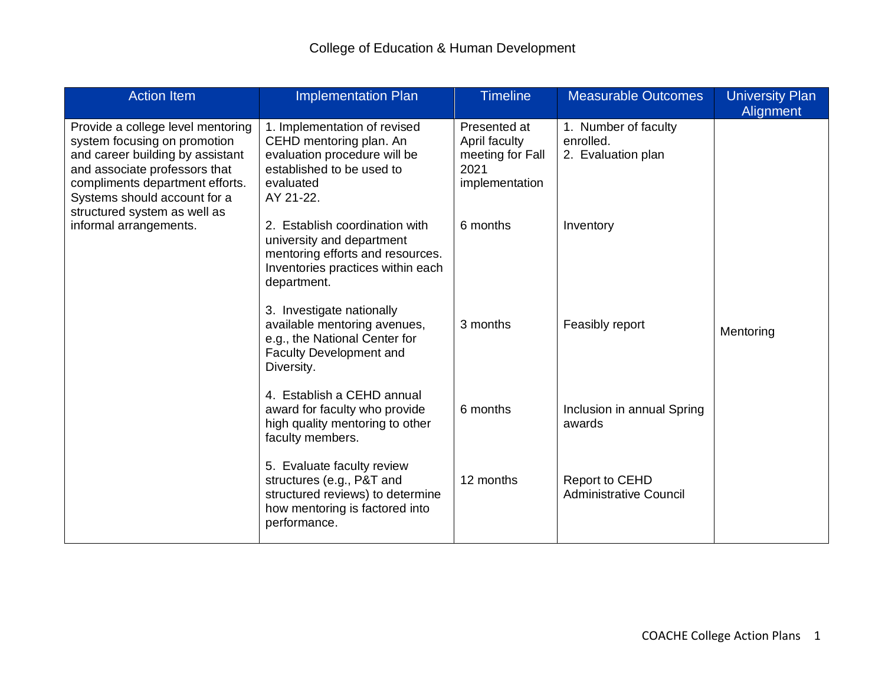# College of Education & Human Development

| Action Item | Implementation Plan | Timeline | Measurable Outcomes | University Plan Alignment |
|---|---|---|---|---|
| Provide a college level mentoring system focusing on promotion and career building by assistant and associate professors that compliments department efforts. Systems should account for a structured system as well as informal arrangements. | 1. Implementation of revised CEHD mentoring plan. An evaluation procedure will be established to be used to evaluated AY 21-22. | Presented at April faculty meeting for Fall 2021 implementation | 1. Number of faculty enrolled.<br>2. Evaluation plan | Mentoring |
| | 2. Establish coordination with university and department mentoring efforts and resources. Inventories practices within each department. | 6 months | Inventory | |
| | 3. Investigate nationally available mentoring avenues, e.g., the National Center for Faculty Development and Diversity. | 3 months | Feasibly report | |
| | 4. Establish a CEHD annual award for faculty who provide high quality mentoring to other faculty members. | 6 months | Inclusion in annual Spring awards | |
| | 5. Evaluate faculty review structures (e.g., P&T and structured reviews) to determine how mentoring is factored into performance. | 12 months | Report to CEHD Administrative Council | |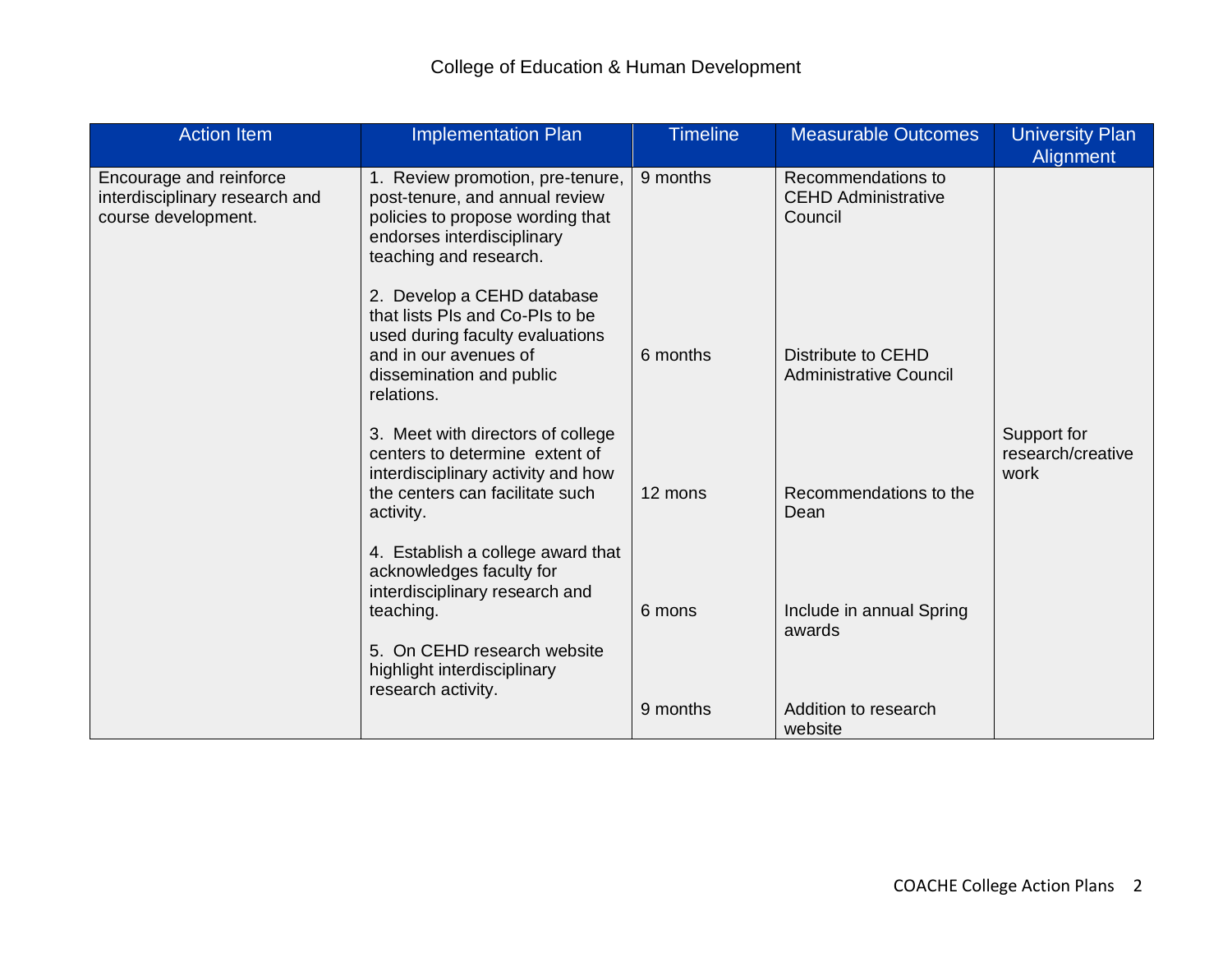# College of Education & Human Development

| Action Item | Implementation Plan | Timeline | Measurable Outcomes | University Plan Alignment |
|---|---|---|---|---|
| Encourage and reinforce interdisciplinary research and course development. | 1. Review promotion, pre-tenure, post-tenure, and annual review policies to propose wording that endorses interdisciplinary teaching and research. | 9 months | Recommendations to CEHD Administrative Council | Support for research/creative work |
| | 2. Develop a CEHD database that lists PIs and Co-PIs to be used during faculty evaluations and in our avenues of dissemination and public relations. | 6 months | Distribute to CEHD Administrative Council | |
| | 3. Meet with directors of college centers to determine extent of interdisciplinary activity and how the centers can facilitate such activity. | 12 mons | Recommendations to the Dean | |
| | 4. Establish a college award that acknowledges faculty for interdisciplinary research and teaching. | 6 mons | Include in annual Spring awards | |
| | 5. On CEHD research website highlight interdisciplinary research activity. | 9 months | Addition to research website | |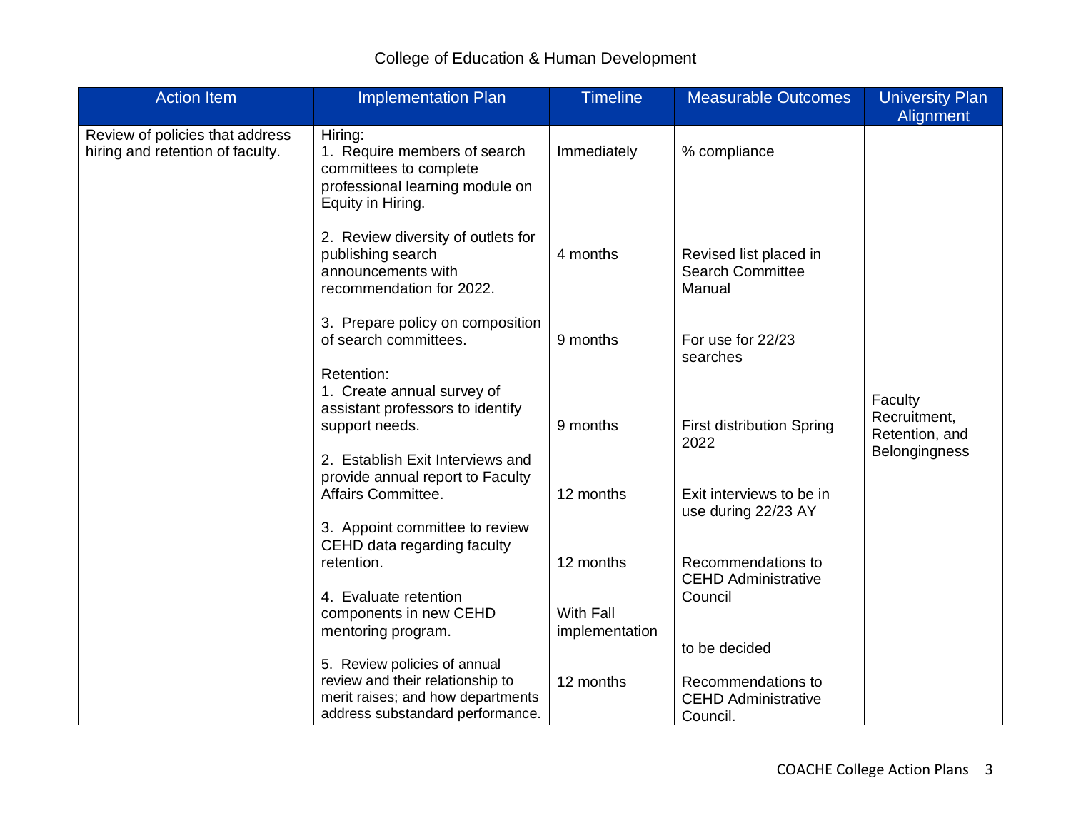College of Education & Human Development

| Action Item | Implementation Plan | Timeline | Measurable Outcomes | University Plan Alignment |
|---|---|---|---|---|
| Review of policies that address hiring and retention of faculty. | Hiring:<br>1. Require members of search committees to complete professional learning module on Equity in Hiring. | Immediately | % compliance | Faculty Recruitment, Retention, and Belongingness |
| | 2. Review diversity of outlets for publishing search announcements with recommendation for 2022. | 4 months | Revised list placed in Search Committee Manual | |
| | 3. Prepare policy on composition of search committees. | 9 months | For use for 22/23 searches | |
| | Retention:<br>1. Create annual survey of assistant professors to identify support needs. | 9 months | First distribution Spring 2022 | |
| | 2. Establish Exit Interviews and provide annual report to Faculty Affairs Committee. | 12 months | Exit interviews to be in use during 22/23 AY | |
| | 3. Appoint committee to review CEHD data regarding faculty retention. | 12 months | Recommendations to CEHD Administrative Council | |
| | 4. Evaluate retention components in new CEHD mentoring program. | With Fall implementation | to be decided | |
| | 5. Review policies of annual review and their relationship to merit raises; and how departments address substandard performance. | 12 months | Recommendations to CEHD Administrative Council. | |